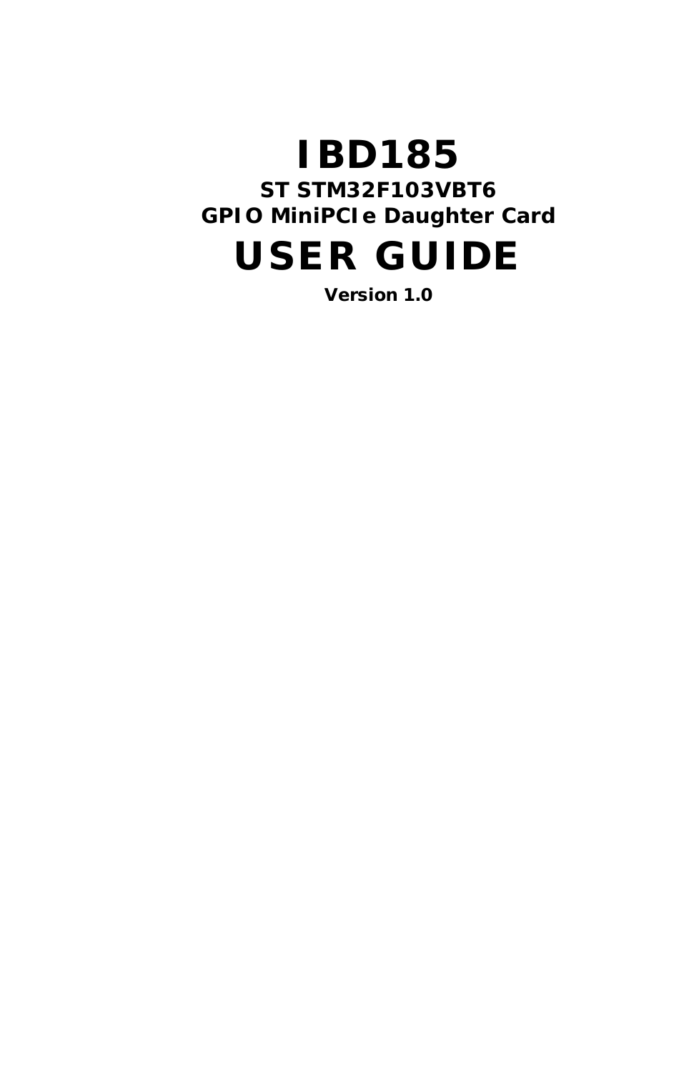# IBD185

**ST STM32F103VBT6**

**GPIO MiniPCIe Daughter Card**

# USER GUIDE

**Version 1.0**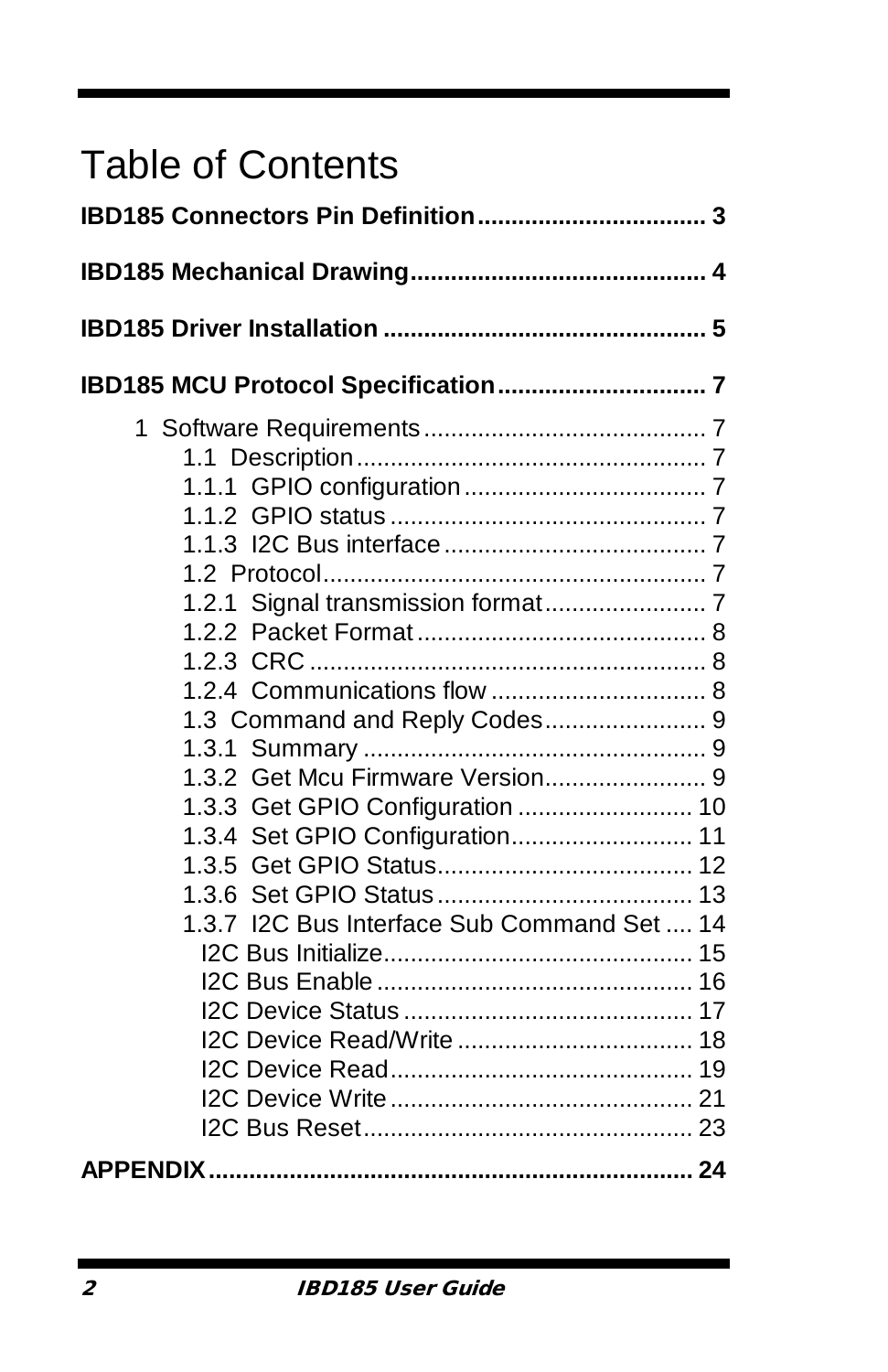# Table of Contents

**IBD185 Connectors Pin Definition.................................. 3**

**IBD185 Mechanical Drawing........................................... 4**

**IBD185 Driver Installation ................................................ 5**

**IBD185 MCU Protocol Specification............................... 7**

1 Software Requirements.......................................... 7
- 1.1 Description.................................................... 7
- 1.1.1 GPIO configuration.................................... 7
- 1.1.2 GPIO status ............................................... 7
- 1.1.3 I2C Bus interface ....................................... 7
- 1.2 Protocol......................................................... 7
- 1.2.1 Signal transmission format........................ 7
- 1.2.2 Packet Format ........................................... 8
- 1.2.3 CRC ........................................................... 8
- 1.2.4 Communications flow ................................ 8
- 1.3 Command and Reply Codes........................ 9
- 1.3.1 Summary ................................................... 9
- 1.3.2 Get Mcu Firmware Version........................ 9
- 1.3.3 Get GPIO Configuration .......................... 10
- 1.3.4 Set GPIO Configuration........................... 11
- 1.3.5 Get GPIO Status...................................... 12
- 1.3.6 Set GPIO Status ...................................... 13
- 1.3.7 I2C Bus Interface Sub Command Set .... 14
  - I2C Bus Initialize.............................................. 15
  - I2C Bus Enable ............................................... 16
  - I2C Device Status ........................................... 17
  - I2C Device Read/Write ................................... 18
  - I2C Device Read............................................. 19
  - I2C Device Write ............................................. 21
  - I2C Bus Reset................................................. 23

**APPENDIX......................................................................... 24**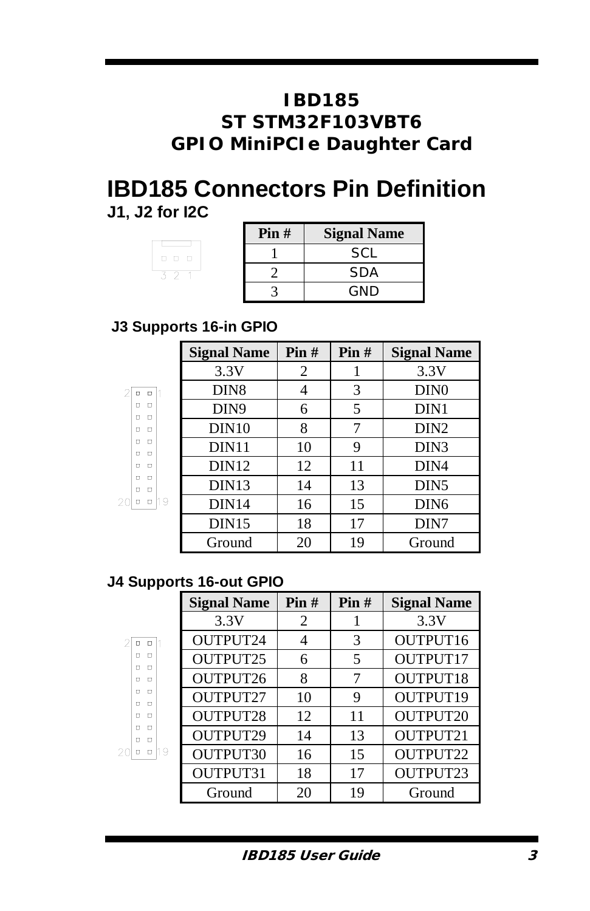**IBD185**
**ST STM32F103VBT6**
**GPIO MiniPCIe Daughter Card**

# IBD185 Connectors Pin Definition

## J1, J2 for I2C

| Pin # | Signal Name |
|---|---|
| 1 | SCL |
| 2 | SDA |
| 3 | GND |

## J3 Supports 16-in GPIO

| Signal Name | Pin # | Pin # | Signal Name |
|---|---|---|---|
| 3.3V | 2 | 1 | 3.3V |
| DIN8 | 4 | 3 | DIN0 |
| DIN9 | 6 | 5 | DIN1 |
| DIN10 | 8 | 7 | DIN2 |
| DIN11 | 10 | 9 | DIN3 |
| DIN12 | 12 | 11 | DIN4 |
| DIN13 | 14 | 13 | DIN5 |
| DIN14 | 16 | 15 | DIN6 |
| DIN15 | 18 | 17 | DIN7 |
| Ground | 20 | 19 | Ground |

## J4 Supports 16-out GPIO

| Signal Name | Pin # | Pin # | Signal Name |
|---|---|---|---|
| 3.3V | 2 | 1 | 3.3V |
| OUTPUT24 | 4 | 3 | OUTPUT16 |
| OUTPUT25 | 6 | 5 | OUTPUT17 |
| OUTPUT26 | 8 | 7 | OUTPUT18 |
| OUTPUT27 | 10 | 9 | OUTPUT19 |
| OUTPUT28 | 12 | 11 | OUTPUT20 |
| OUTPUT29 | 14 | 13 | OUTPUT21 |
| OUTPUT30 | 16 | 15 | OUTPUT22 |
| OUTPUT31 | 18 | 17 | OUTPUT23 |
| Ground | 20 | 19 | Ground |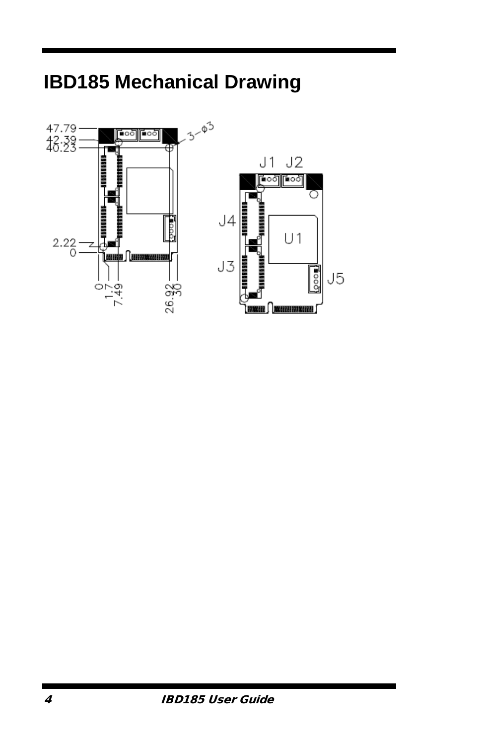# IBD185 Mechanical Drawing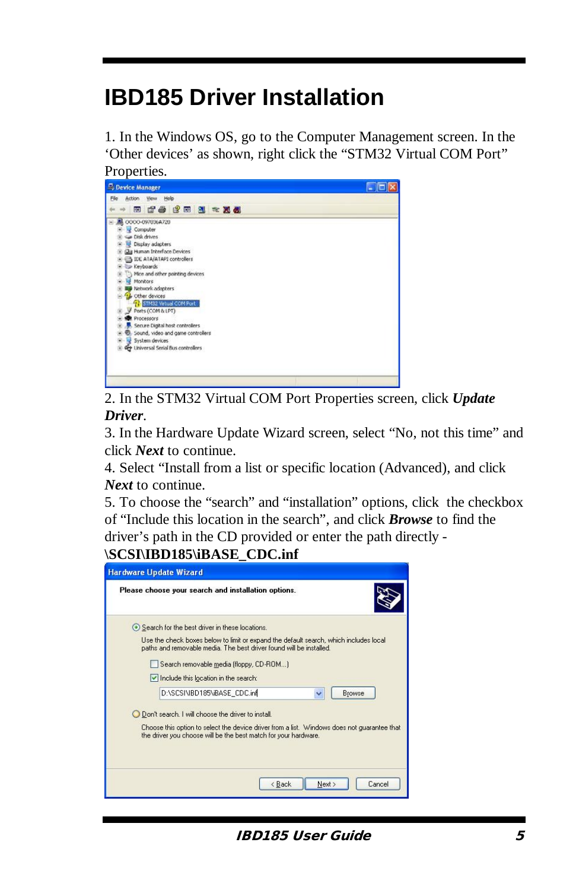# IBD185 Driver Installation

1. In the Windows OS, go to the Computer Management screen. In the 'Other devices' as shown, right click the "STM32 Virtual COM Port" Properties.

2. In the STM32 Virtual COM Port Properties screen, click ***Update Driver***.

3. In the Hardware Update Wizard screen, select "No, not this time" and click ***Next*** to continue.

4. Select "Install from a list or specific location (Advanced), and click ***Next*** to continue.

5. To choose the "search" and "installation" options, click the checkbox of "Include this location in the search", and click ***Browse*** to find the driver's path in the CD provided or enter the path directly - **\SCSI\IBD185\iBASE_CDC.inf**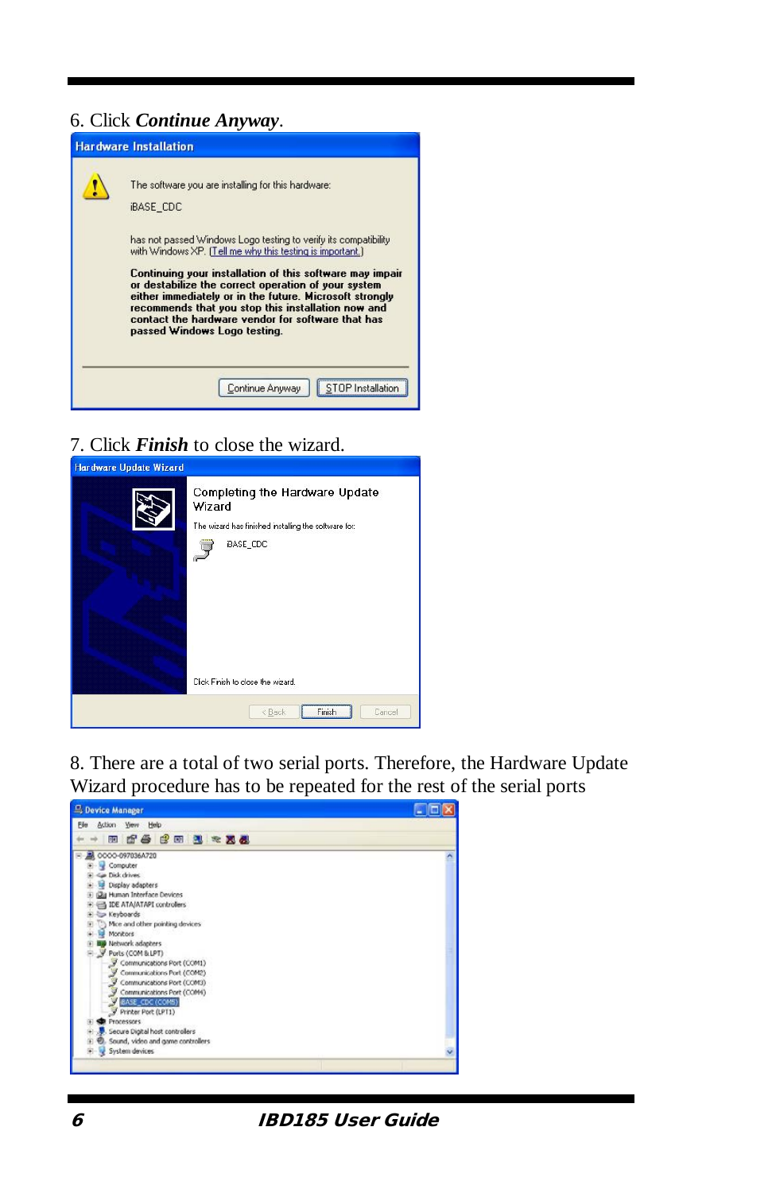6. Click ***Continue Anyway***.

7. Click ***Finish*** to close the wizard.

8. There are a total of two serial ports. Therefore, the Hardware Update Wizard procedure has to be repeated for the rest of the serial ports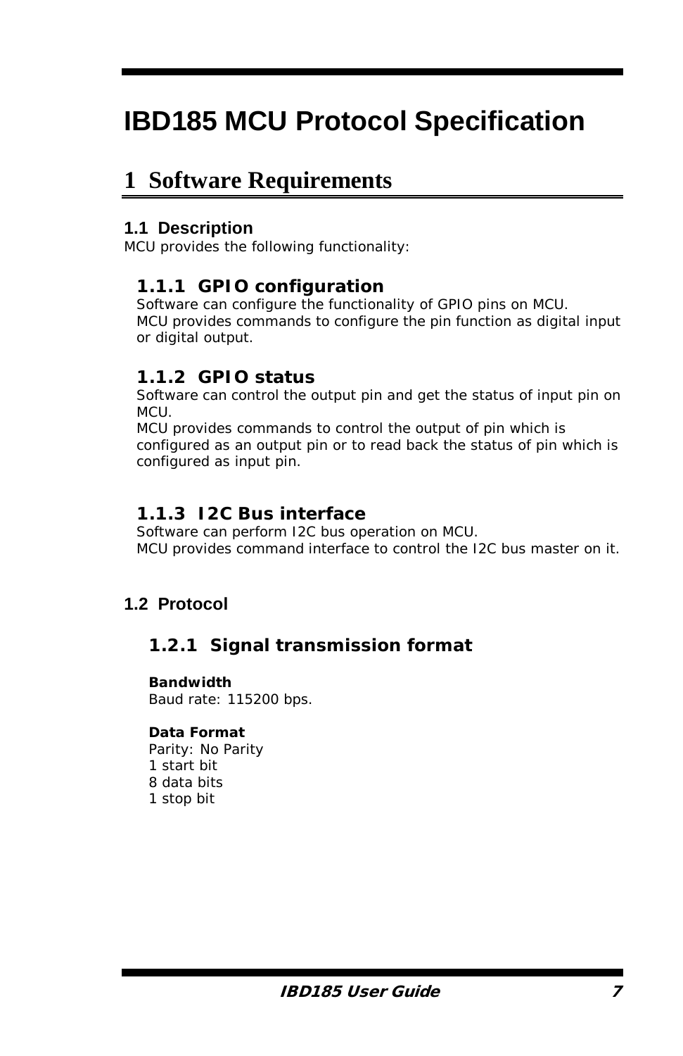# IBD185 MCU Protocol Specification

# 1 Software Requirements

## 1.1 Description

MCU provides the following functionality:

### 1.1.1 GPIO configuration

Software can configure the functionality of GPIO pins on MCU.
MCU provides commands to configure the pin function as digital input or digital output.

### 1.1.2 GPIO status

Software can control the output pin and get the status of input pin on MCU.
MCU provides commands to control the output of pin which is configured as an output pin or to read back the status of pin which is configured as input pin.

### 1.1.3 I2C Bus interface

Software can perform I2C bus operation on MCU.
MCU provides command interface to control the I2C bus master on it.

## 1.2 Protocol

### 1.2.1 Signal transmission format

**Bandwidth**
Baud rate: 115200 bps.

**Data Format**
Parity: No Parity
1 start bit
8 data bits
1 stop bit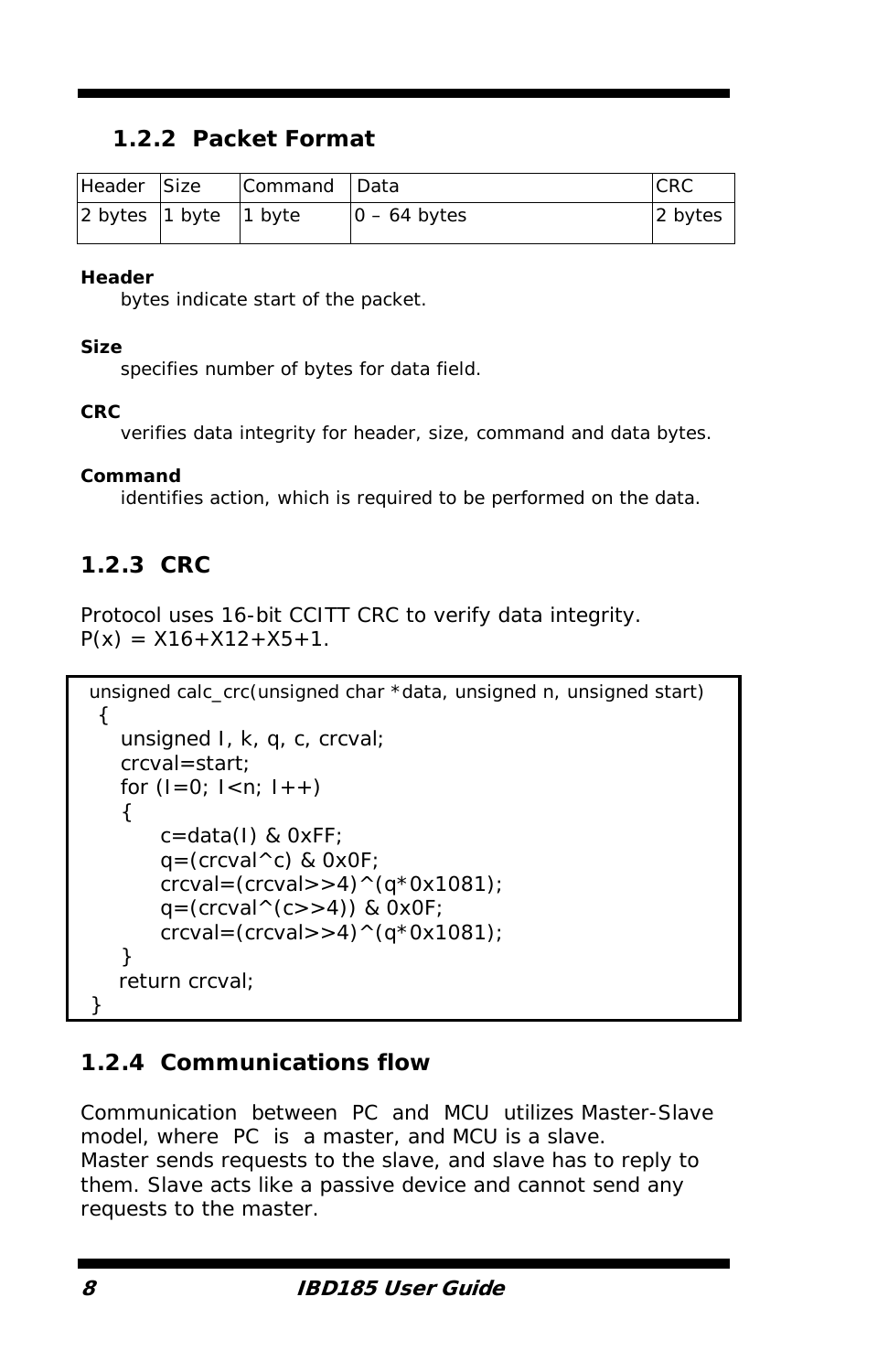### 1.2.2 Packet Format

| Header | Size | Command | Data | CRC |
|---|---|---|---|---|
| 2 bytes | 1 byte | 1 byte | 0 – 64 bytes | 2 bytes |

**Header**
bytes indicate start of the packet.

**Size**
specifies number of bytes for data field.

**CRC**
verifies data integrity for header, size, command and data bytes.

**Command**
identifies action, which is required to be performed on the data.

### 1.2.3 CRC

Protocol uses 16-bit CCITT CRC to verify data integrity.
P(x) = X16+X12+X5+1.

```
unsigned calc_crc(unsigned char *data, unsigned n, unsigned start)
 {
    unsigned I, k, q, c, crcval;
    crcval=start;
    for (I=0; I<n; I++)
    {
         c=data(I) & 0xFF;
         q=(crcval^c) & 0x0F;
         crcval=(crcval>>4)^(q*0x1081);
         q=(crcval^(c>>4)) & 0x0F;
         crcval=(crcval>>4)^(q*0x1081);
    }
    return crcval;
}
```

### 1.2.4 Communications flow

Communication between PC and MCU utilizes Master-Slave model, where PC is a master, and MCU is a slave.
Master sends requests to the slave, and slave has to reply to them. Slave acts like a passive device and cannot send any requests to the master.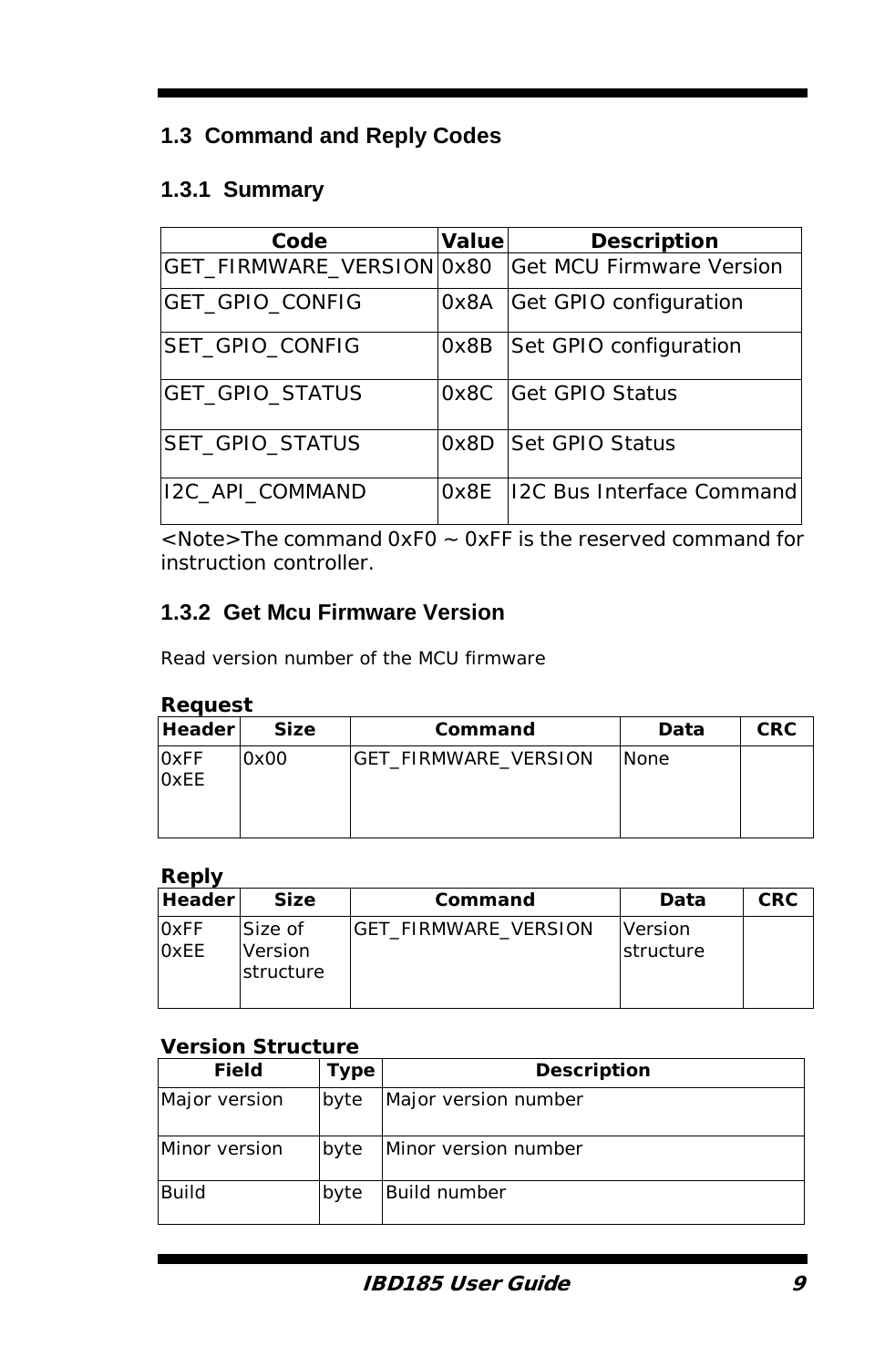## 1.3 Command and Reply Codes

### 1.3.1 Summary

| Code | Value | Description |
|---|---|---|
| GET_FIRMWARE_VERSION | 0x80 | Get MCU Firmware Version |
| GET_GPIO_CONFIG | 0x8A | Get GPIO configuration |
| SET_GPIO_CONFIG | 0x8B | Set GPIO configuration |
| GET_GPIO_STATUS | 0x8C | Get GPIO Status |
| SET_GPIO_STATUS | 0x8D | Set GPIO Status |
| I2C_API_COMMAND | 0x8E | I2C Bus Interface Command |

<Note>The command 0xF0 ~ 0xFF is the reserved command for instruction controller.

### 1.3.2 Get Mcu Firmware Version

Read version number of the MCU firmware

**Request**

| Header | Size | Command | Data | CRC |
|---|---|---|---|---|
| 0xFF 0xEE | 0x00 | GET_FIRMWARE_VERSION | None | |

**Reply**

| Header | Size | Command | Data | CRC |
|---|---|---|---|---|
| 0xFF 0xEE | Size of Version structure | GET_FIRMWARE_VERSION | Version structure | |

**Version Structure**

| Field | Type | Description |
|---|---|---|
| Major version | byte | Major version number |
| Minor version | byte | Minor version number |
| Build | byte | Build number |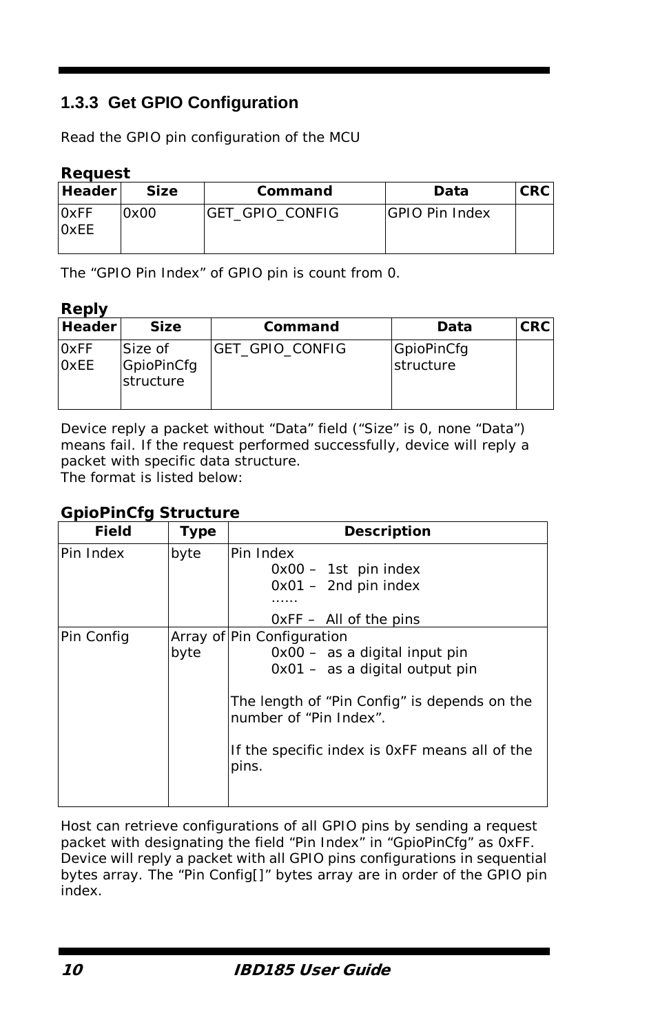### 1.3.3 Get GPIO Configuration

Read the GPIO pin configuration of the MCU

**Request**

| Header | Size | Command | Data | CRC |
|---|---|---|---|---|
| 0xFF 0xEE | 0x00 | GET_GPIO_CONFIG | GPIO Pin Index | |

The "GPIO Pin Index" of GPIO pin is count from 0.

**Reply**

| Header | Size | Command | Data | CRC |
|---|---|---|---|---|
| 0xFF 0xEE | Size of GpioPinCfg structure | GET_GPIO_CONFIG | GpioPinCfg structure | |

Device reply a packet without "Data" field ("Size" is 0, none "Data") means fail. If the request performed successfully, device will reply a packet with specific data structure.
The format is listed below:

**GpioPinCfg Structure**

| Field | Type | Description |
|---|---|---|
| Pin Index | byte | Pin Index<br>0x00 – 1st pin index<br>0x01 – 2nd pin index<br>……<br>0xFF – All of the pins |
| Pin Config | Array of byte | Pin Configuration<br>0x00 – as a digital input pin<br>0x01 – as a digital output pin<br><br>The length of "Pin Config" is depends on the number of "Pin Index".<br><br>If the specific index is 0xFF means all of the pins. |

Host can retrieve configurations of all GPIO pins by sending a request packet with designating the field "Pin Index" in "GpioPinCfg" as 0xFF. Device will reply a packet with all GPIO pins configurations in sequential bytes array. The "Pin Config[]" bytes array are in order of the GPIO pin index.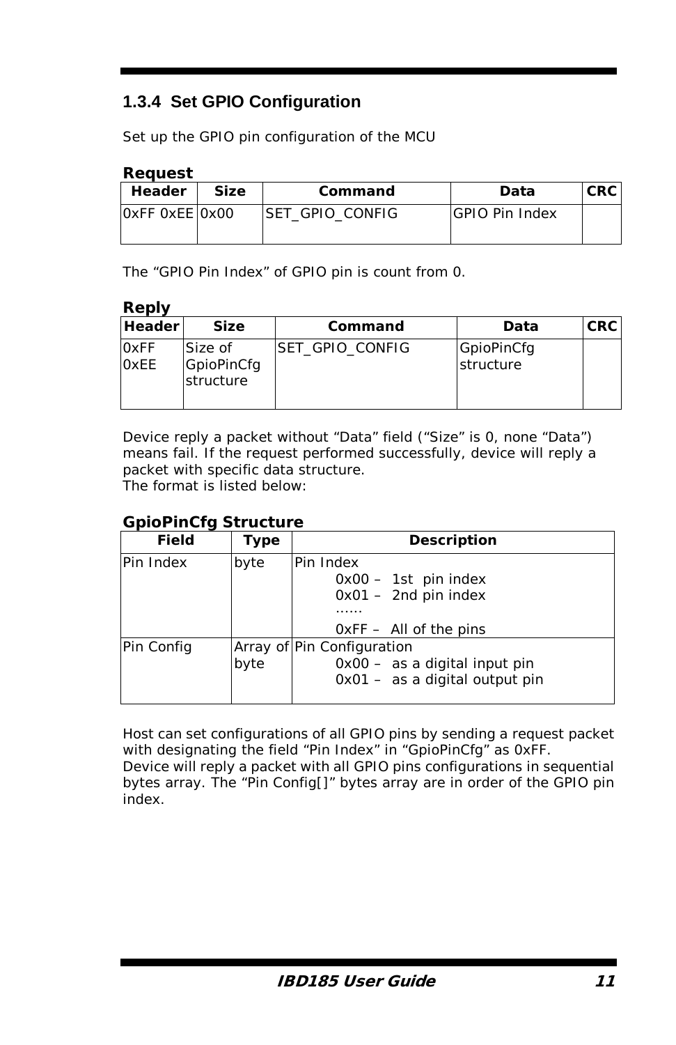### 1.3.4 Set GPIO Configuration

Set up the GPIO pin configuration of the MCU

**Request**

| Header | Size | Command | Data | CRC |
|---|---|---|---|---|
| 0xFF 0xEE | 0x00 | SET_GPIO_CONFIG | GPIO Pin Index | |

The "GPIO Pin Index" of GPIO pin is count from 0.

**Reply**

| Header | Size | Command | Data | CRC |
|---|---|---|---|---|
| 0xFF 0xEE | Size of GpioPinCfg structure | SET_GPIO_CONFIG | GpioPinCfg structure | |

Device reply a packet without "Data" field ("Size" is 0, none "Data") means fail. If the request performed successfully, device will reply a packet with specific data structure.
The format is listed below:

**GpioPinCfg Structure**

| Field | Type | Description |
|---|---|---|
| Pin Index | byte | Pin Index<br>0x00 – 1st pin index<br>0x01 – 2nd pin index<br>……<br>0xFF – All of the pins |
| Pin Config | Array of byte | Pin Configuration<br>0x00 – as a digital input pin<br>0x01 – as a digital output pin |

Host can set configurations of all GPIO pins by sending a request packet with designating the field "Pin Index" in "GpioPinCfg" as 0xFF.
Device will reply a packet with all GPIO pins configurations in sequential bytes array. The "Pin Config[]" bytes array are in order of the GPIO pin index.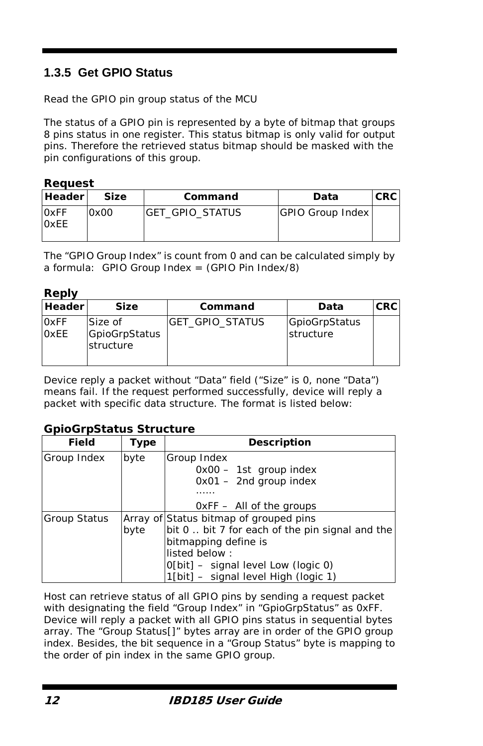### 1.3.5 Get GPIO Status

Read the GPIO pin group status of the MCU

The status of a GPIO pin is represented by a byte of bitmap that groups 8 pins status in one register. This status bitmap is only valid for output pins. Therefore the retrieved status bitmap should be masked with the pin configurations of this group.

**Request**

| Header | Size | Command | Data | CRC |
|---|---|---|---|---|
| 0xFF 0xEE | 0x00 | GET_GPIO_STATUS | GPIO Group Index | |

The "GPIO Group Index" is count from 0 and can be calculated simply by a formula: GPIO Group Index = (GPIO Pin Index/8)

**Reply**

| Header | Size | Command | Data | CRC |
|---|---|---|---|---|
| 0xFF 0xEE | Size of GpioGrpStatus structure | GET_GPIO_STATUS | GpioGrpStatus structure | |

Device reply a packet without "Data" field ("Size" is 0, none "Data") means fail. If the request performed successfully, device will reply a packet with specific data structure. The format is listed below:

**GpioGrpStatus Structure**

| Field | Type | Description |
|---|---|---|
| Group Index | byte | Group Index<br>0x00 – 1st group index<br>0x01 – 2nd group index<br>……<br>0xFF – All of the groups |
| Group Status | Array of byte | Status bitmap of grouped pins<br>bit 0 .. bit 7 for each of the pin signal and the bitmapping define is<br>listed below :<br>0[bit] – signal level Low (logic 0)<br>1[bit] – signal level High (logic 1) |

Host can retrieve status of all GPIO pins by sending a request packet with designating the field "Group Index" in "GpioGrpStatus" as 0xFF. Device will reply a packet with all GPIO pins status in sequential bytes array. The "Group Status[]" bytes array are in order of the GPIO group index. Besides, the bit sequence in a "Group Status" byte is mapping to the order of pin index in the same GPIO group.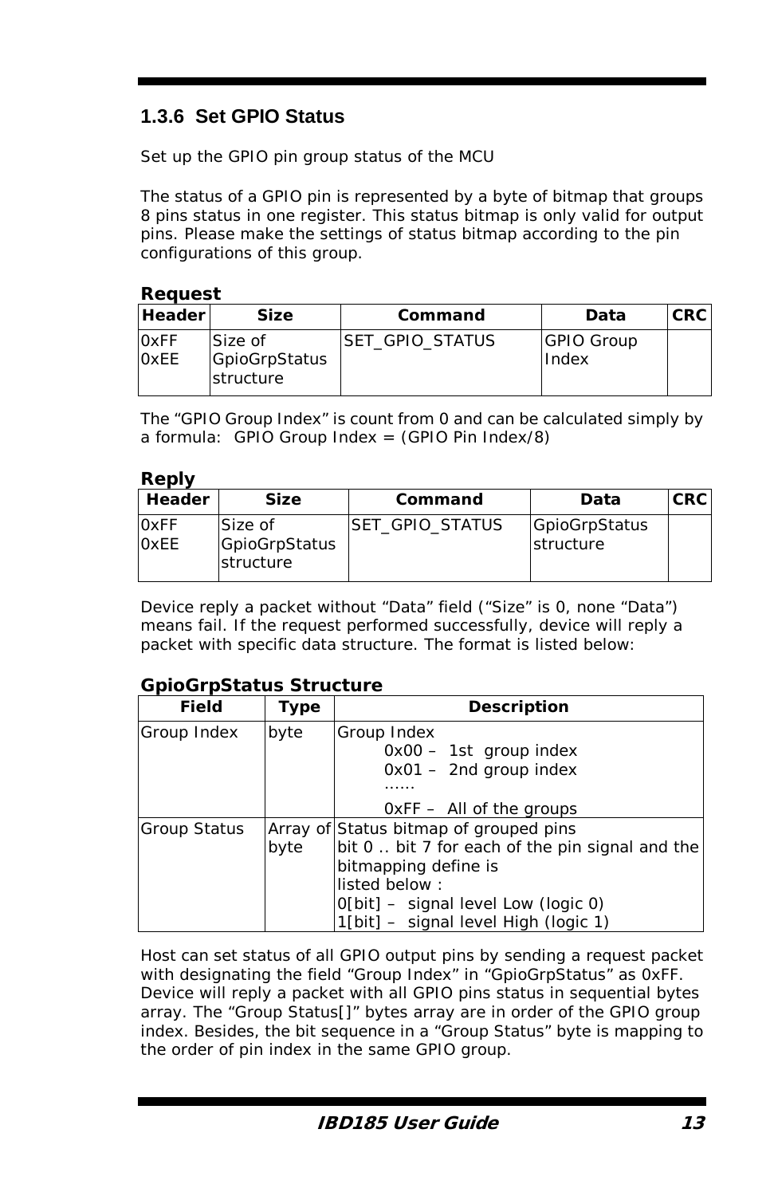### 1.3.6 Set GPIO Status

Set up the GPIO pin group status of the MCU

The status of a GPIO pin is represented by a byte of bitmap that groups 8 pins status in one register. This status bitmap is only valid for output pins. Please make the settings of status bitmap according to the pin configurations of this group.

**Request**

| Header | Size | Command | Data | CRC |
|---|---|---|---|---|
| 0xFF 0xEE | Size of GpioGrpStatus structure | SET_GPIO_STATUS | GPIO Group Index | |

The "GPIO Group Index" is count from 0 and can be calculated simply by a formula: GPIO Group Index = (GPIO Pin Index/8)

**Reply**

| Header | Size | Command | Data | CRC |
|---|---|---|---|---|
| 0xFF 0xEE | Size of GpioGrpStatus structure | SET_GPIO_STATUS | GpioGrpStatus structure | |

Device reply a packet without "Data" field ("Size" is 0, none "Data") means fail. If the request performed successfully, device will reply a packet with specific data structure. The format is listed below:

**GpioGrpStatus Structure**

| Field | Type | Description |
|---|---|---|
| Group Index | byte | Group Index<br>0x00 – 1st group index<br>0x01 – 2nd group index<br>……<br>0xFF – All of the groups |
| Group Status | Array of byte | Status bitmap of grouped pins<br>bit 0 .. bit 7 for each of the pin signal and the bitmapping define is<br>listed below :<br>0[bit] – signal level Low (logic 0)<br>1[bit] – signal level High (logic 1) |

Host can set status of all GPIO output pins by sending a request packet with designating the field "Group Index" in "GpioGrpStatus" as 0xFF. Device will reply a packet with all GPIO pins status in sequential bytes array. The "Group Status[]" bytes array are in order of the GPIO group index. Besides, the bit sequence in a "Group Status" byte is mapping to the order of pin index in the same GPIO group.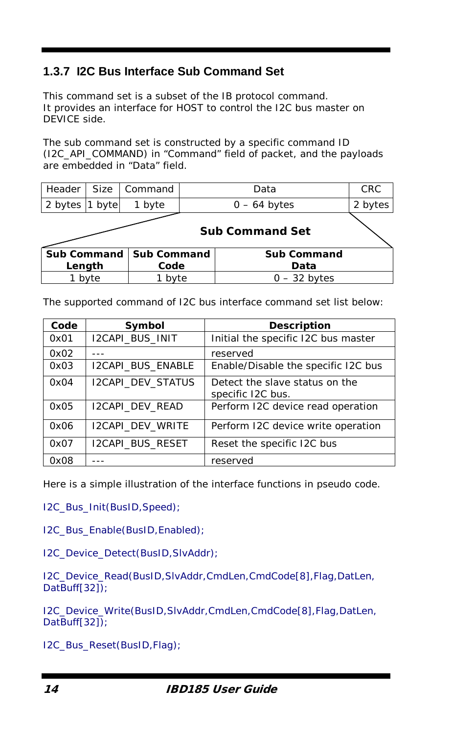### 1.3.7 I2C Bus Interface Sub Command Set

This command set is a subset of the IB protocol command.
It provides an interface for HOST to control the I2C bus master on DEVICE side.

The sub command set is constructed by a specific command ID (I2C_API_COMMAND) in "Command" field of packet, and the payloads are embedded in "Data" field.

| Header | Size | Command | Data | CRC |
|---|---|---|---|---|
| 2 bytes | 1 byte | 1 byte | 0 – 64 bytes | 2 bytes |

**Sub Command Set**

| Sub Command Length | Sub Command Code | Sub Command Data |
|---|---|---|
| 1 byte | 1 byte | 0 – 32 bytes |

The supported command of I2C bus interface command set list below:

| Code | Symbol | Description |
|---|---|---|
| 0x01 | I2CAPI_BUS_INIT | Initial the specific I2C bus master |
| 0x02 | --- | reserved |
| 0x03 | I2CAPI_BUS_ENABLE | Enable/Disable the specific I2C bus |
| 0x04 | I2CAPI_DEV_STATUS | Detect the slave status on the specific I2C bus. |
| 0x05 | I2CAPI_DEV_READ | Perform I2C device read operation |
| 0x06 | I2CAPI_DEV_WRITE | Perform I2C device write operation |
| 0x07 | I2CAPI_BUS_RESET | Reset the specific I2C bus |
| 0x08 | --- | reserved |

Here is a simple illustration of the interface functions in pseudo code.

```
I2C_Bus_Init(BusID,Speed);

I2C_Bus_Enable(BusID,Enabled);

I2C_Device_Detect(BusID,SlvAddr);

I2C_Device_Read(BusID,SlvAddr,CmdLen,CmdCode[8],Flag,DatLen,
DatBuff[32]);

I2C_Device_Write(BusID,SlvAddr,CmdLen,CmdCode[8],Flag,DatLen,
DatBuff[32]);

I2C_Bus_Reset(BusID,Flag);
```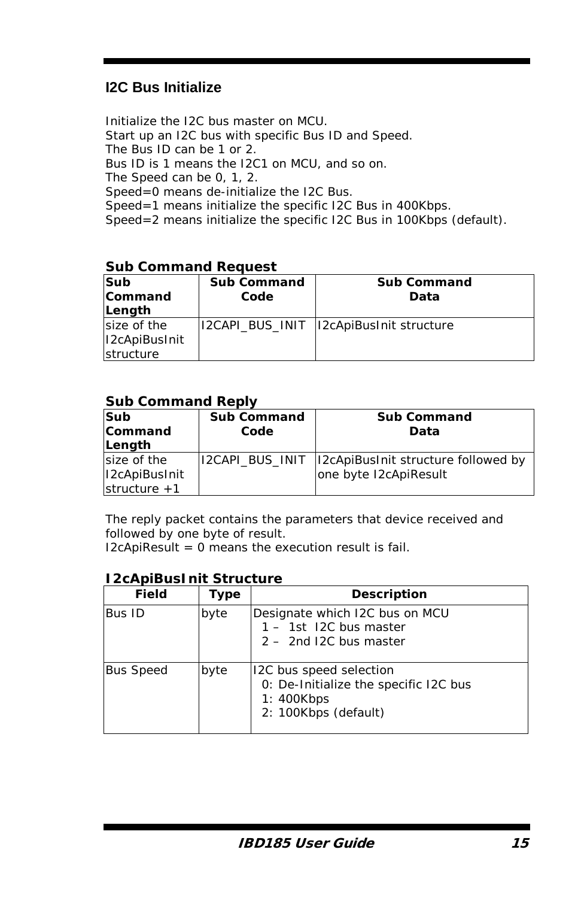## I2C Bus Initialize

Initialize the I2C bus master on MCU.
Start up an I2C bus with specific Bus ID and Speed.
The Bus ID can be 1 or 2.
Bus ID is 1 means the I2C1 on MCU, and so on.
The Speed can be 0, 1, 2.
Speed=0 means de-initialize the I2C Bus.
Speed=1 means initialize the specific I2C Bus in 400Kbps.
Speed=2 means initialize the specific I2C Bus in 100Kbps (default).

### Sub Command Request

| Sub Command Length | Sub Command Code | Sub Command Data |
|---|---|---|
| size of the I2cApiBusInit structure | I2CAPI_BUS_INIT | I2cApiBusInit structure |

### Sub Command Reply

| Sub Command Length | Sub Command Code | Sub Command Data |
|---|---|---|
| size of the I2cApiBusInit structure +1 | I2CAPI_BUS_INIT | I2cApiBusInit structure followed by one byte I2cApiResult |

The reply packet contains the parameters that device received and followed by one byte of result.
I2cApiResult = 0 means the execution result is fail.

### I2cApiBusInit Structure

| Field | Type | Description |
|---|---|---|
| Bus ID | byte | Designate which I2C bus on MCU<br>1 – 1st I2C bus master<br>2 – 2nd I2C bus master |
| Bus Speed | byte | I2C bus speed selection<br>0: De-Initialize the specific I2C bus<br>1: 400Kbps<br>2: 100Kbps (default) |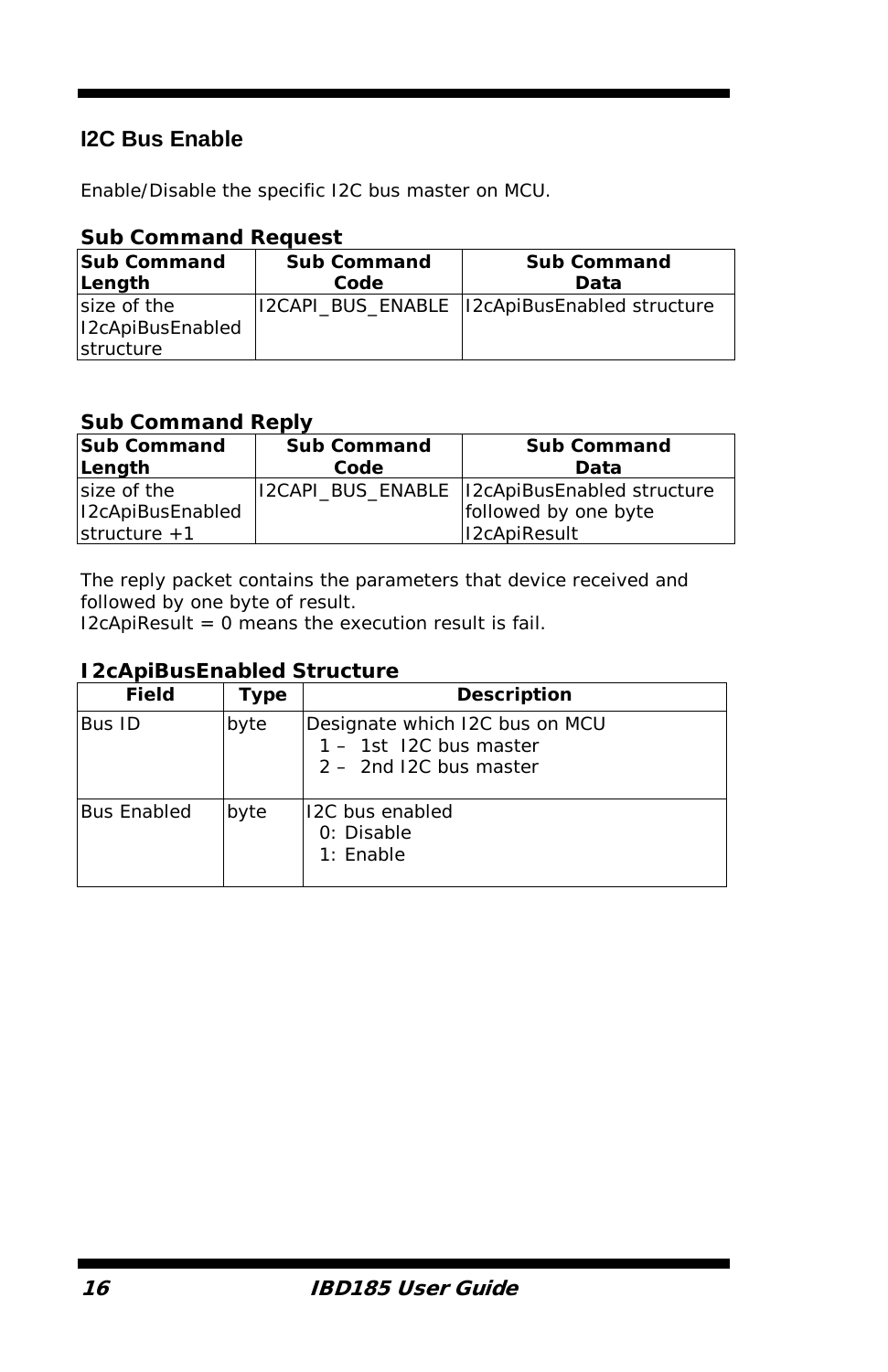## I2C Bus Enable

Enable/Disable the specific I2C bus master on MCU.

**Sub Command Request**

| Sub Command Length | Sub Command Code | Sub Command Data |
|---|---|---|
| size of the I2cApiBusEnabled structure | I2CAPI_BUS_ENABLE | I2cApiBusEnabled structure |

**Sub Command Reply**

| Sub Command Length | Sub Command Code | Sub Command Data |
|---|---|---|
| size of the I2cApiBusEnabled structure +1 | I2CAPI_BUS_ENABLE | I2cApiBusEnabled structure followed by one byte I2cApiResult |

The reply packet contains the parameters that device received and followed by one byte of result.
I2cApiResult = 0 means the execution result is fail.

**I2cApiBusEnabled Structure**

| Field | Type | Description |
|---|---|---|
| Bus ID | byte | Designate which I2C bus on MCU<br>1 – 1st I2C bus master<br>2 – 2nd I2C bus master |
| Bus Enabled | byte | I2C bus enabled<br>0: Disable<br>1: Enable |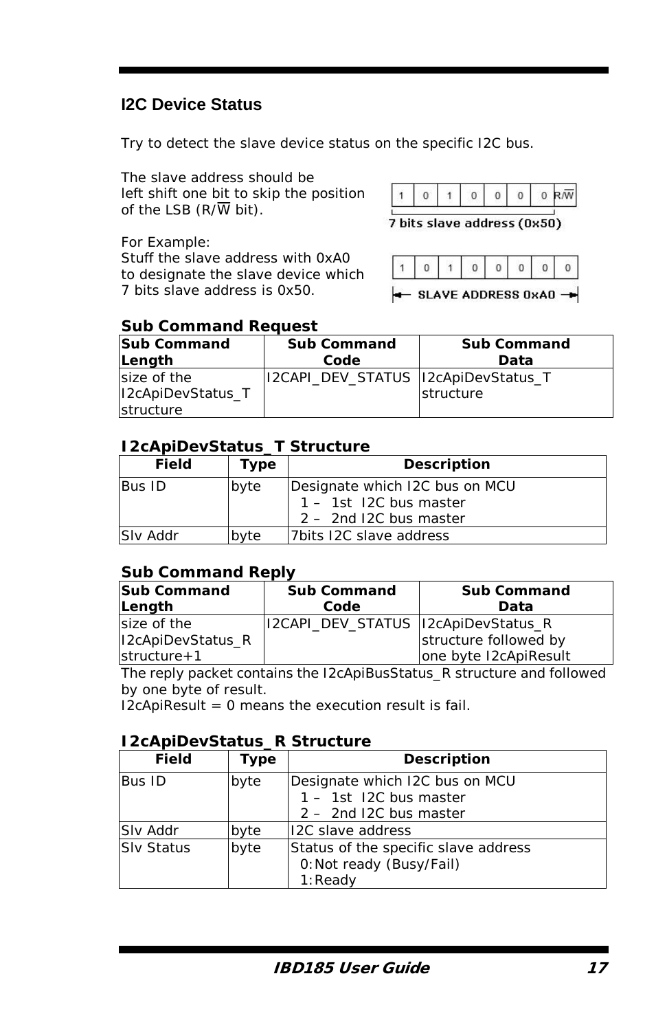## I2C Device Status

Try to detect the slave device status on the specific I2C bus.

The slave address should be left shift one bit to skip the position of the LSB (R/$\overline{W}$ bit).

| 1 | 0 | 1 | 0 | 0 | 0 | 0 | R/$\overline{W}$ |
|---|---|---|---|---|---|---|---|

7 bits slave address (0x50)

For Example:
Stuff the slave address with 0xA0 to designate the slave device which 7 bits slave address is 0x50.

| 1 | 0 | 1 | 0 | 0 | 0 | 0 | 0 |
|---|---|---|---|---|---|---|---|

SLAVE ADDRESS 0xA0

### Sub Command Request

| Sub Command Length | Sub Command Code | Sub Command Data |
|---|---|---|
| size of the I2cApiDevStatus_T structure | I2CAPI_DEV_STATUS | I2cApiDevStatus_T structure |

### I2cApiDevStatus_T Structure

| Field | Type | Description |
|---|---|---|
| Bus ID | byte | Designate which I2C bus on MCU<br>1 – 1st I2C bus master<br>2 – 2nd I2C bus master |
| Slv Addr | byte | 7bits I2C slave address |

### Sub Command Reply

| Sub Command Length | Sub Command Code | Sub Command Data |
|---|---|---|
| size of the I2cApiDevStatus_R structure+1 | I2CAPI_DEV_STATUS | I2cApiDevStatus_R structure followed by one byte I2cApiResult |

The reply packet contains the I2cApiBusStatus_R structure and followed by one byte of result.
I2cApiResult = 0 means the execution result is fail.

### I2cApiDevStatus_R Structure

| Field | Type | Description |
|---|---|---|
| Bus ID | byte | Designate which I2C bus on MCU<br>1 – 1st I2C bus master<br>2 – 2nd I2C bus master |
| Slv Addr | byte | I2C slave address |
| Slv Status | byte | Status of the specific slave address<br>0:Not ready (Busy/Fail)<br>1:Ready |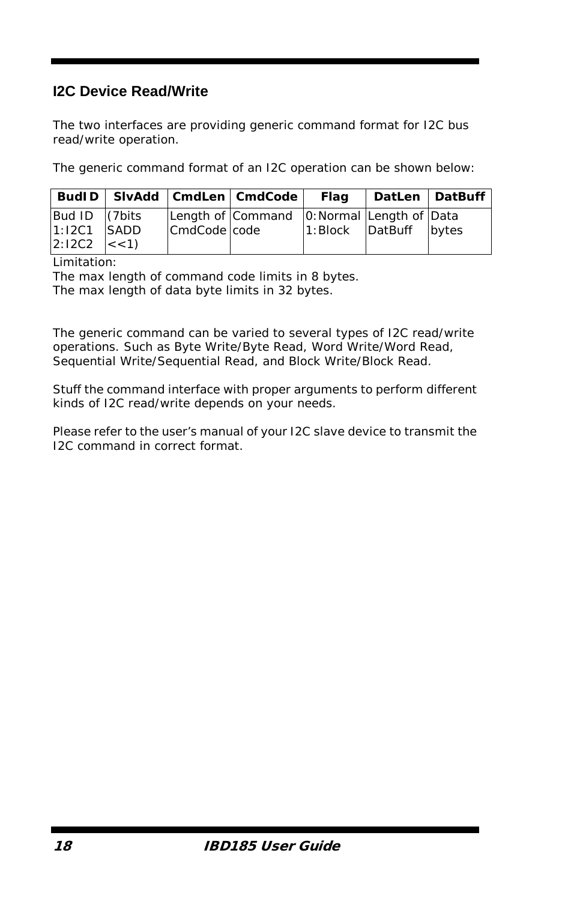## I2C Device Read/Write

The two interfaces are providing generic command format for I2C bus read/write operation.

The generic command format of an I2C operation can be shown below:

| BudID | SlvAdd | CmdLen | CmdCode | Flag | DatLen | DatBuff |
|---|---|---|---|---|---|---|
| Bud ID<br>1:I2C1<br>2:I2C2 | (7bits SADD <<1) | Length of CmdCode | Command code | 0:Normal<br>1:Block | Length of DatBuff | Data bytes |

Limitation:
The max length of command code limits in 8 bytes.
The max length of data byte limits in 32 bytes.

The generic command can be varied to several types of I2C read/write operations. Such as Byte Write/Byte Read, Word Write/Word Read, Sequential Write/Sequential Read, and Block Write/Block Read.

Stuff the command interface with proper arguments to perform different kinds of I2C read/write depends on your needs.

Please refer to the user's manual of your I2C slave device to transmit the I2C command in correct format.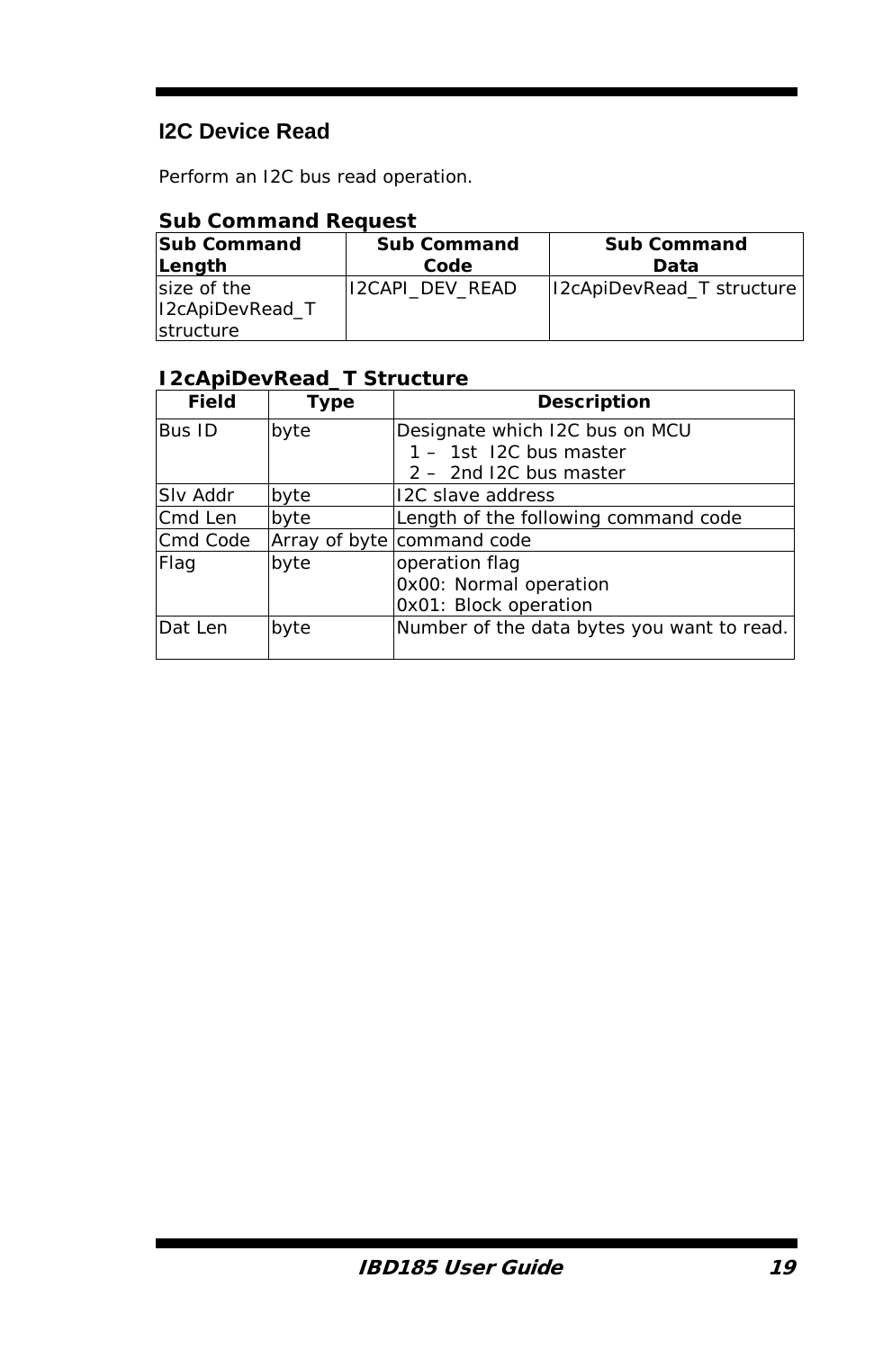## I2C Device Read

Perform an I2C bus read operation.

**Sub Command Request**

| Sub Command Length | Sub Command Code | Sub Command Data |
|---|---|---|
| size of the I2cApiDevRead_T structure | I2CAPI_DEV_READ | I2cApiDevRead_T structure |

**I2cApiDevRead_T Structure**

| Field | Type | Description |
|---|---|---|
| Bus ID | byte | Designate which I2C bus on MCU<br>1 – 1st I2C bus master<br>2 – 2nd I2C bus master |
| Slv Addr | byte | I2C slave address |
| Cmd Len | byte | Length of the following command code |
| Cmd Code | Array of byte | command code |
| Flag | byte | operation flag<br>0x00: Normal operation<br>0x01: Block operation |
| Dat Len | byte | Number of the data bytes you want to read. |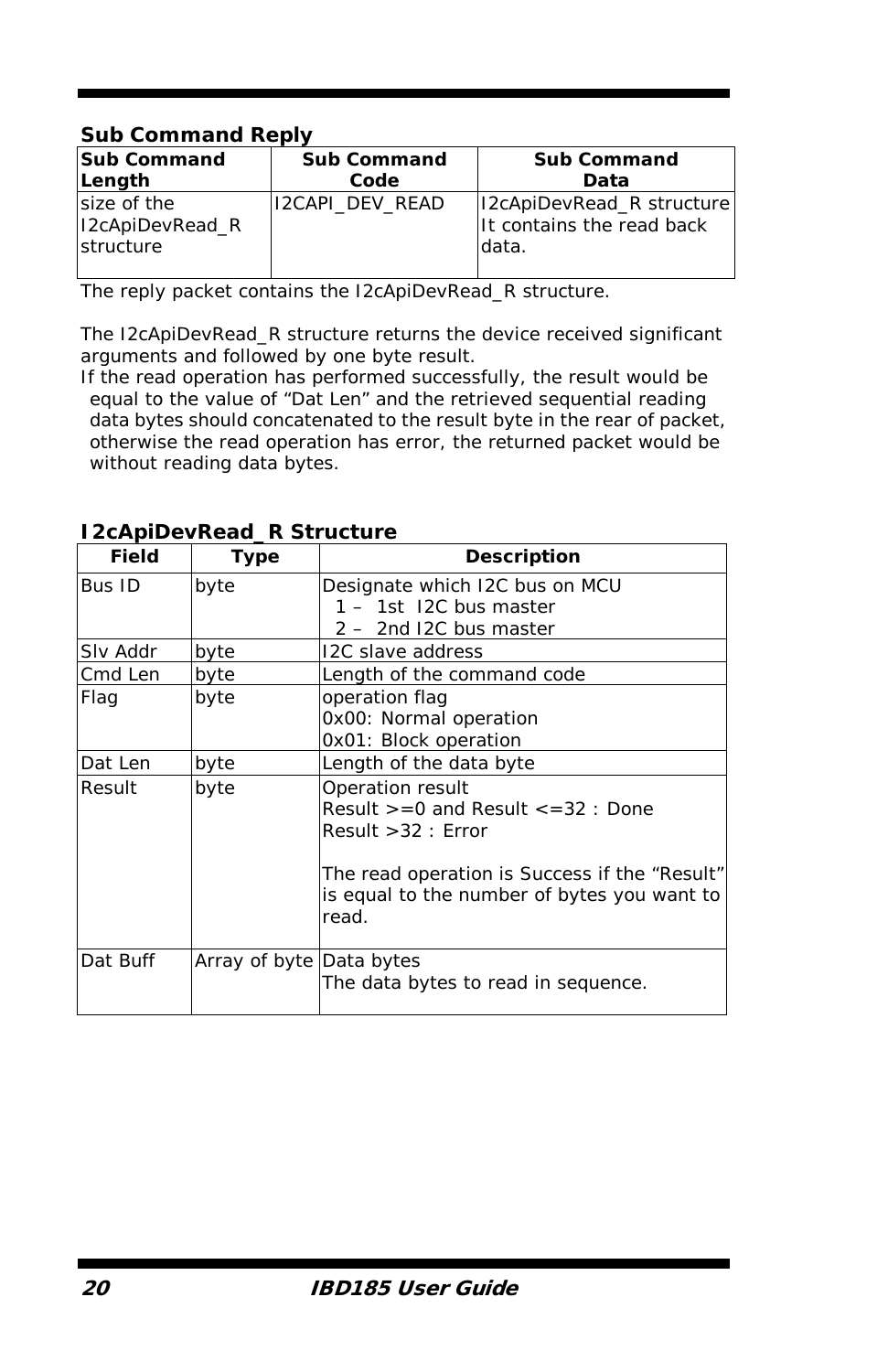**Sub Command Reply**

| Sub Command Length | Sub Command Code | Sub Command Data |
|---|---|---|
| size of the I2cApiDevRead_R structure | I2CAPI_DEV_READ | I2cApiDevRead_R structure<br>It contains the read back data. |

The reply packet contains the I2cApiDevRead_R structure.

The I2cApiDevRead_R structure returns the device received significant arguments and followed by one byte result.
If the read operation has performed successfully, the result would be equal to the value of "Dat Len" and the retrieved sequential reading data bytes should concatenated to the result byte in the rear of packet, otherwise the read operation has error, the returned packet would be without reading data bytes.

**I2cApiDevRead_R Structure**

| Field | Type | Description |
|---|---|---|
| Bus ID | byte | Designate which I2C bus on MCU<br>1 – 1st I2C bus master<br>2 – 2nd I2C bus master |
| Slv Addr | byte | I2C slave address |
| Cmd Len | byte | Length of the command code |
| Flag | byte | operation flag<br>0x00: Normal operation<br>0x01: Block operation |
| Dat Len | byte | Length of the data byte |
| Result | byte | Operation result<br>Result >=0 and Result <=32 : Done<br>Result >32 : Error<br><br>The read operation is Success if the "Result" is equal to the number of bytes you want to read. |
| Dat Buff | Array of byte | Data bytes<br>The data bytes to read in sequence. |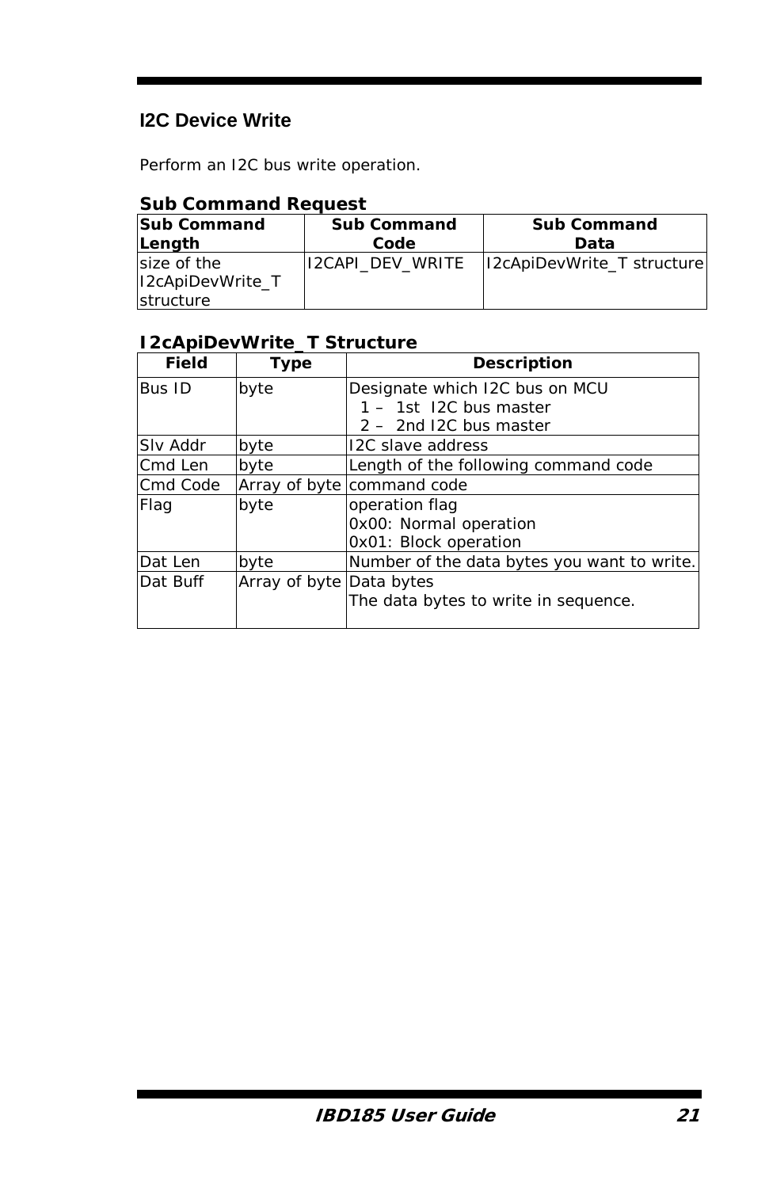## I2C Device Write

Perform an I2C bus write operation.

**Sub Command Request**

| Sub Command Length | Sub Command Code | Sub Command Data |
|---|---|---|
| size of the I2cApiDevWrite_T structure | I2CAPI_DEV_WRITE | I2cApiDevWrite_T structure |

**I2cApiDevWrite_T Structure**

| Field | Type | Description |
|---|---|---|
| Bus ID | byte | Designate which I2C bus on MCU<br>1 – 1st I2C bus master<br>2 – 2nd I2C bus master |
| Slv Addr | byte | I2C slave address |
| Cmd Len | byte | Length of the following command code |
| Cmd Code | Array of byte | command code |
| Flag | byte | operation flag<br>0x00: Normal operation<br>0x01: Block operation |
| Dat Len | byte | Number of the data bytes you want to write. |
| Dat Buff | Array of byte | Data bytes<br>The data bytes to write in sequence. |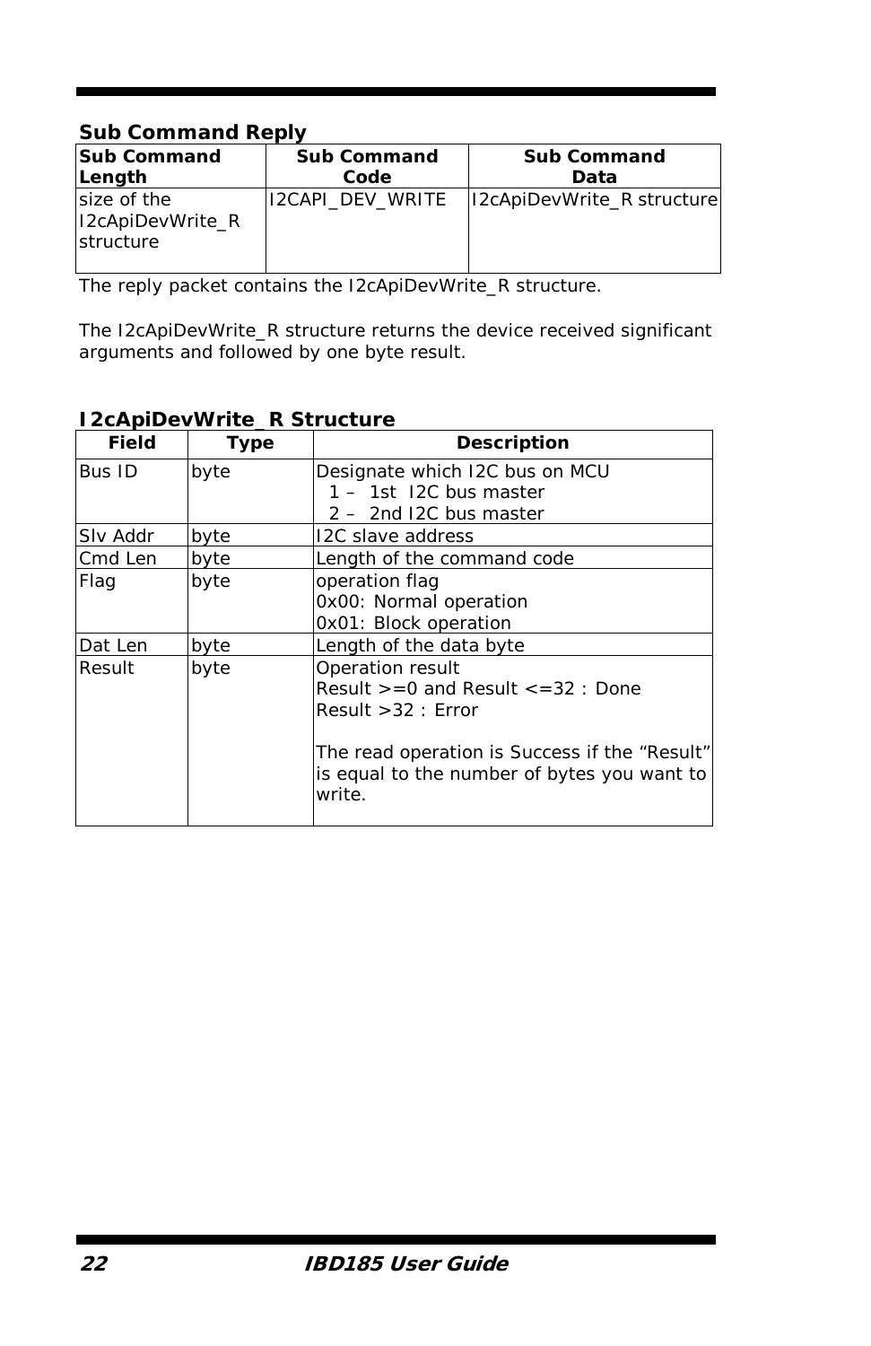**Sub Command Reply**

| Sub Command Length | Sub Command Code | Sub Command Data |
|---|---|---|
| size of the I2cApiDevWrite_R structure | I2CAPI_DEV_WRITE | I2cApiDevWrite_R structure |

The reply packet contains the I2cApiDevWrite_R structure.

The I2cApiDevWrite_R structure returns the device received significant arguments and followed by one byte result.

**I2cApiDevWrite_R Structure**

| Field | Type | Description |
|---|---|---|
| Bus ID | byte | Designate which I2C bus on MCU<br>1 – 1st I2C bus master<br>2 – 2nd I2C bus master |
| Slv Addr | byte | I2C slave address |
| Cmd Len | byte | Length of the command code |
| Flag | byte | operation flag<br>0x00: Normal operation<br>0x01: Block operation |
| Dat Len | byte | Length of the data byte |
| Result | byte | Operation result<br>Result >=0 and Result <=32 : Done<br>Result >32 : Error<br><br>The read operation is Success if the “Result” is equal to the number of bytes you want to write. |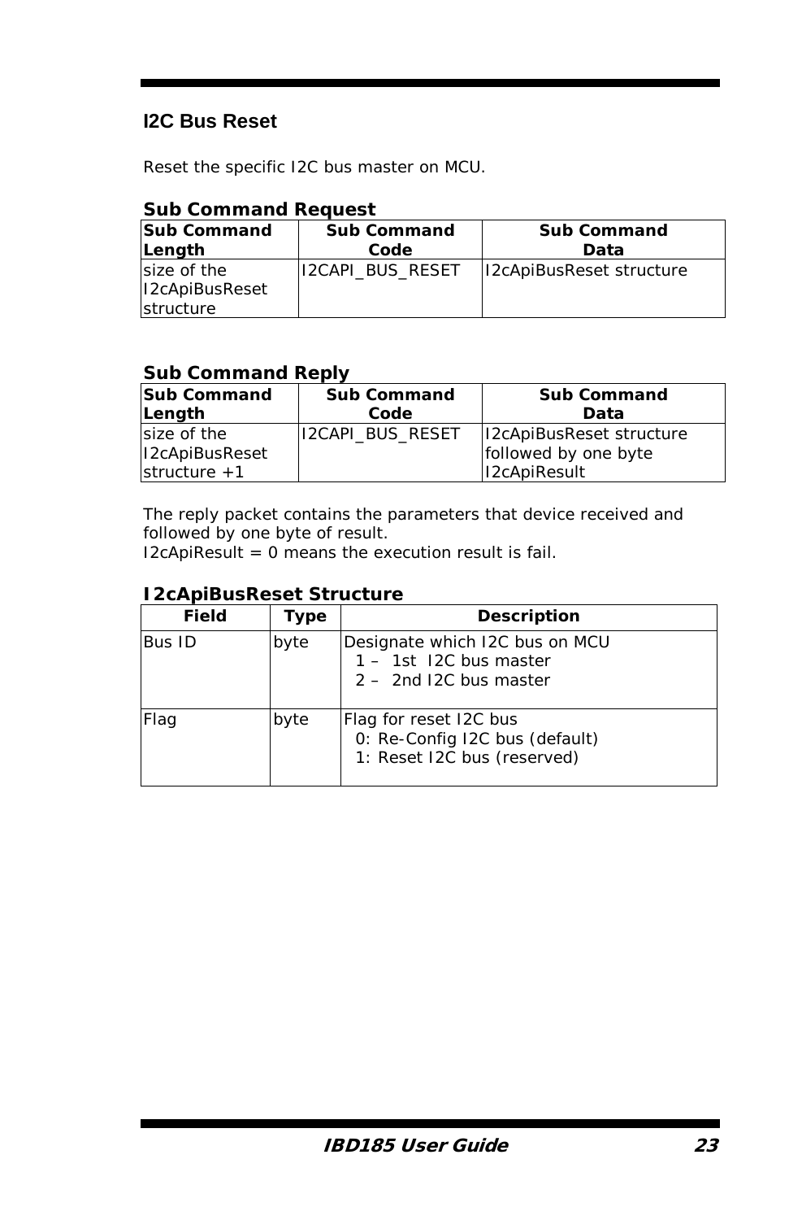## I2C Bus Reset

Reset the specific I2C bus master on MCU.

### Sub Command Request

| Sub Command Length | Sub Command Code | Sub Command Data |
|---|---|---|
| size of the I2cApiBusReset structure | I2CAPI_BUS_RESET | I2cApiBusReset structure |

### Sub Command Reply

| Sub Command Length | Sub Command Code | Sub Command Data |
|---|---|---|
| size of the I2cApiBusReset structure +1 | I2CAPI_BUS_RESET | I2cApiBusReset structure followed by one byte I2cApiResult |

The reply packet contains the parameters that device received and followed by one byte of result.
I2cApiResult = 0 means the execution result is fail.

### I2cApiBusReset Structure

| Field | Type | Description |
|---|---|---|
| Bus ID | byte | Designate which I2C bus on MCU<br>1 – 1st I2C bus master<br>2 – 2nd I2C bus master |
| Flag | byte | Flag for reset I2C bus<br>0: Re-Config I2C bus (default)<br>1: Reset I2C bus (reserved) |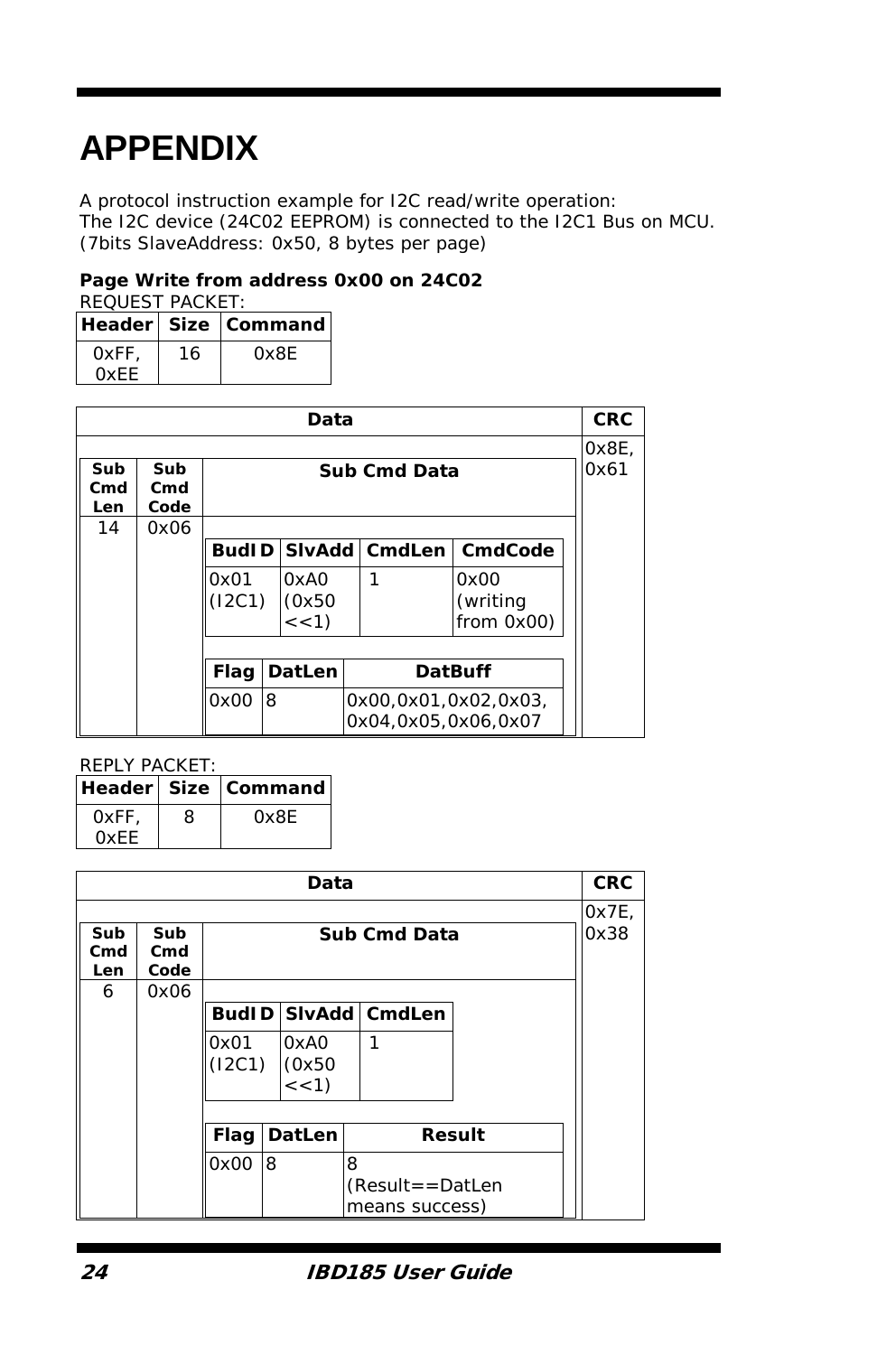# APPENDIX

A protocol instruction example for I2C read/write operation:
The I2C device (24C02 EEPROM) is connected to the I2C1 Bus on MCU.
(7bits SlaveAddress: 0x50, 8 bytes per page)

**Page Write from address 0x00 on 24C02**

REQUEST PACKET:

| Header | Size | Command |
|---|---|---|
| 0xFF, 0xEE | 16 | 0x8E |

| Data | | | | | | | CRC |
|---|---|---|---|---|---|---|---|
| Sub Cmd Len | Sub Cmd Code | Sub Cmd Data | | | | | 0x8E, 0x61 |
| 14 | 0x06 | BudID | SlvAdd | CmdLen | CmdCode | | |
| | | 0x01 (I2C1) | 0xA0 (0x50 <<1) | 1 | 0x00 (writing from 0x00) | | |
| | | Flag | DatLen | DatBuff | | | |
| | | 0x00 | 8 | 0x00,0x01,0x02,0x03, 0x04,0x05,0x06,0x07 | | | |

REPLY PACKET:

| Header | Size | Command |
|---|---|---|
| 0xFF, 0xEE | 8 | 0x8E |

| Data | | | | | CRC |
|---|---|---|---|---|---|
| Sub Cmd Len | Sub Cmd Code | Sub Cmd Data | | | 0x7E, 0x38 |
| 6 | 0x06 | BudID | SlvAdd | CmdLen | |
| | | 0x01 (I2C1) | 0xA0 (0x50 <<1) | 1 | |
| | | Flag | DatLen | Result | |
| | | 0x00 | 8 | 8 (Result==DatLen means success) | |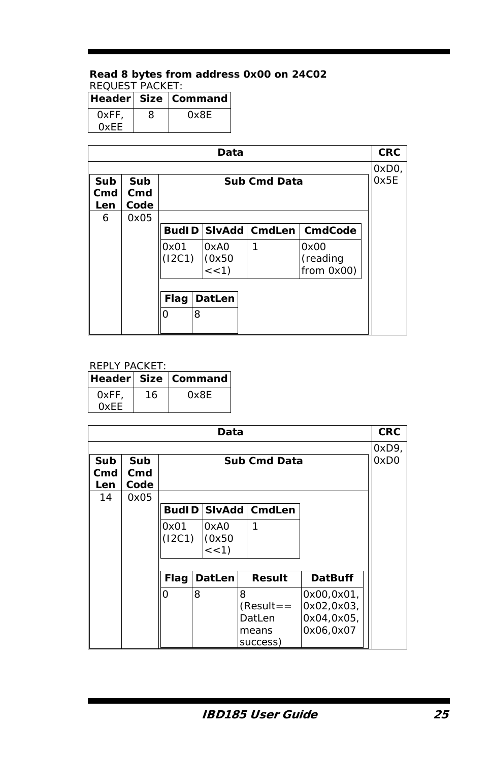**Read 8 bytes from address 0x00 on 24C02**

REQUEST PACKET:

| Header | Size | Command |
|---|---|---|
| 0xFF, 0xEE | 8 | 0x8E |

| Data | | | | | | | | CRC |
|---|---|---|---|---|---|---|---|---|
| Sub Cmd Len | Sub Cmd Code | Sub Cmd Data | | | | | | 0xD0, 0x5E |
| | | BudID | SlvAdd | CmdLen | CmdCode | Flag | DatLen | |
| 6 | 0x05 | 0x01 (I2C1) | 0xA0 (0x50 <<1) | 1 | 0x00 (reading from 0x00) | 0 | 8 | |

REPLY PACKET:

| Header | Size | Command |
|---|---|---|
| 0xFF, 0xEE | 16 | 0x8E |

| Data | | | | | | | | | CRC |
|---|---|---|---|---|---|---|---|---|---|
| Sub Cmd Len | Sub Cmd Code | Sub Cmd Data | | | | | | | 0xD9, 0xD0 |
| | | BudID | SlvAdd | CmdLen | Flag | DatLen | Result | DatBuff | |
| 14 | 0x05 | 0x01 (I2C1) | 0xA0 (0x50 <<1) | 1 | 0 | 8 | 8 (Result== DatLen means success) | 0x00,0x01, 0x02,0x03, 0x04,0x05, 0x06,0x07 | |